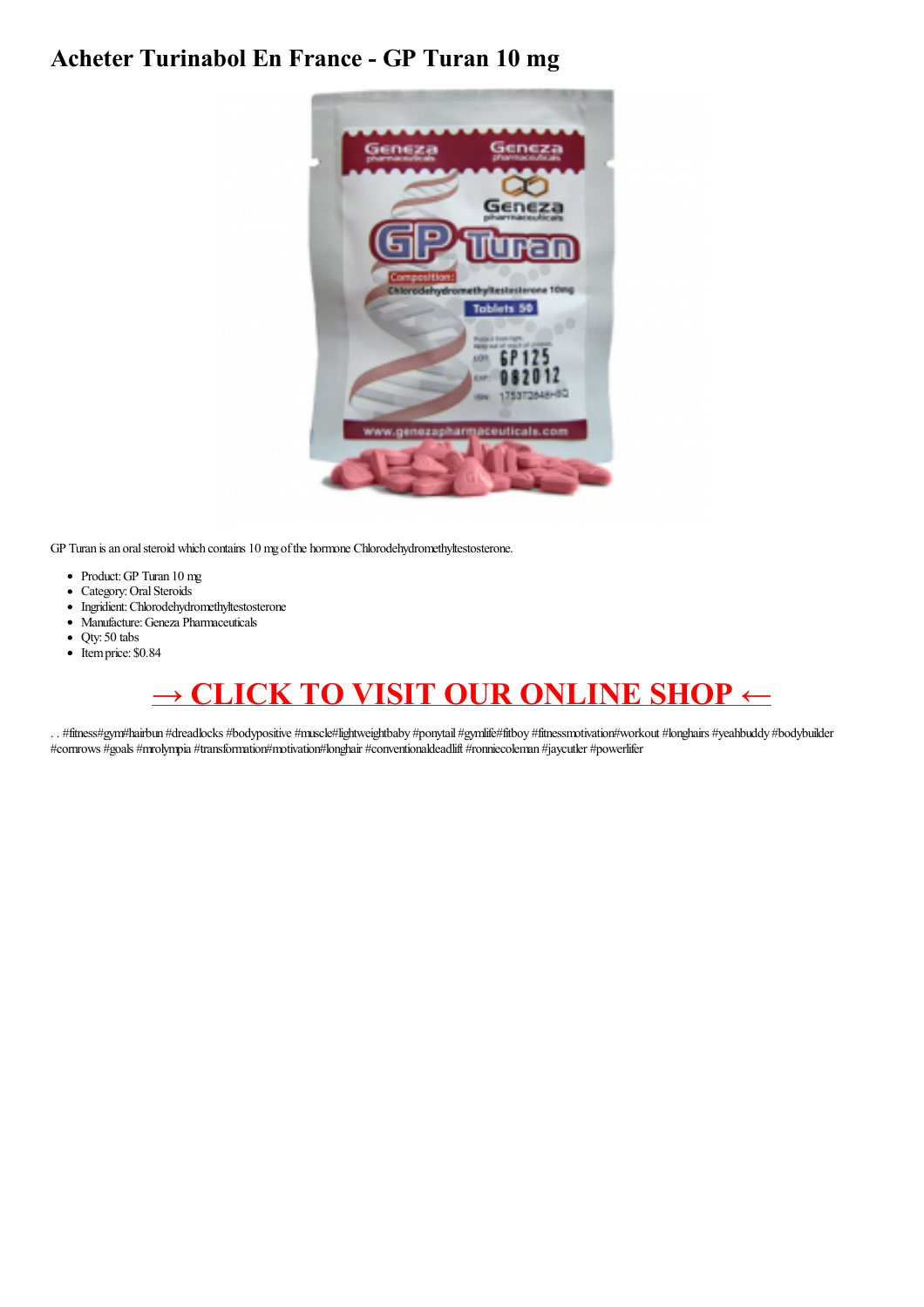# Acheter Turinabol En France - GP Turan 10 mg

GP Turan is an oral steroid which contains 10 mg of the hormone Chlorodehydromethyltestosterone.

- Product: GP Turan 10 mg
- Category: Oral Steroids
- Ingridient: Chlorodehydromethyltestosterone
- Manufacture: Geneza Pharmaceuticals
- Qty: 50 tabs
- Item price: $0.84

## → CLICK TO VISIT OUR ONLINE SHOP ←

. . #fitness#gym#hairbun #dreadlocks #bodypositive #muscle#lightweightbaby #ponytail #gymlife#fitboy #fitnessmotivation#workout #longhairs #yeahbuddy #bodybuilder #cornrows #goals #mrolympia #transformation#motivation#longhair #conventionaldeadlift #ronniecoleman #jaycutler #powerlifer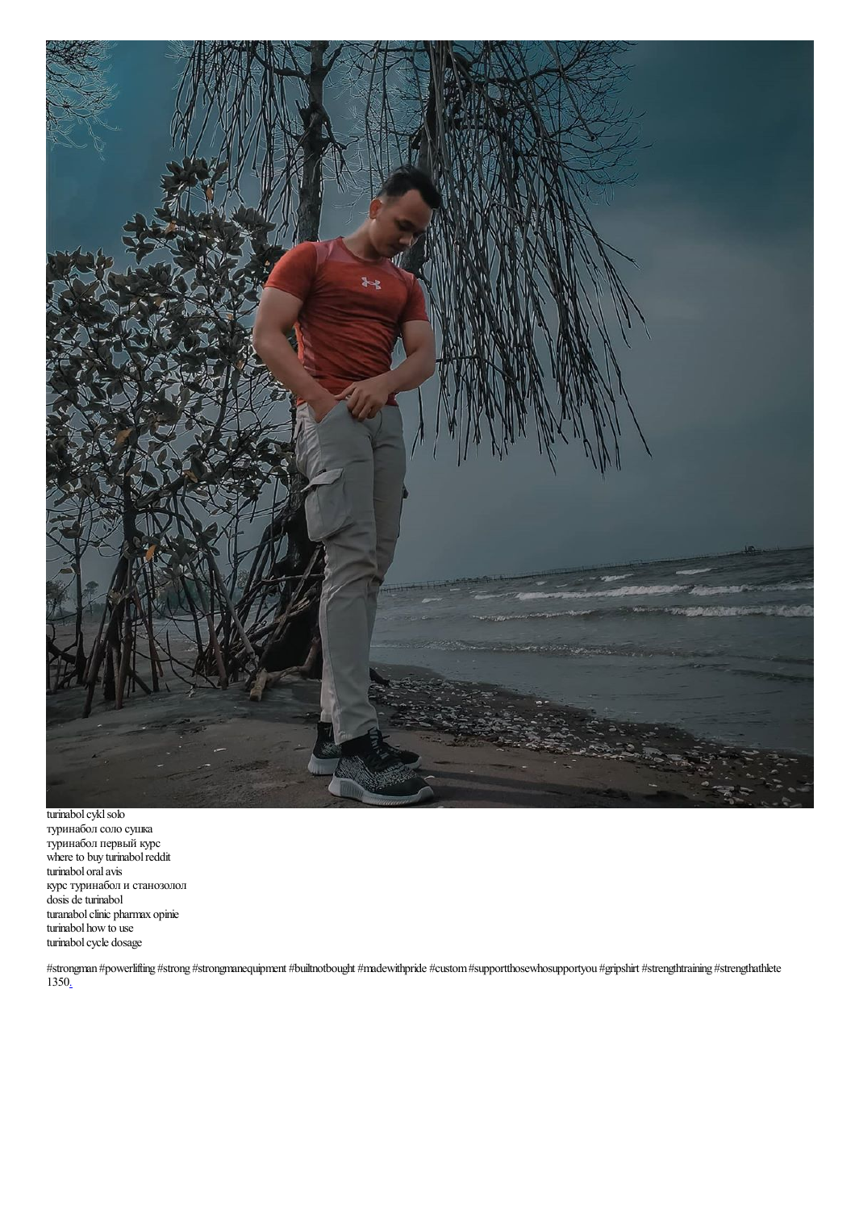turinabol cykl solo
туринабол соло сушка
туринабол первый курс
where to buy turinabol reddit
turinabol oral avis
курс туринабол и станозолол
dosis de turinabol
turanabol clinic pharmax opinie
turinabol how to use
turinabol cycle dosage

#strongman #powerlifting #strong #strongmanequipment #builtnotbought #madewithpride #custom #supportthosewhosupportyou #gripshirt #strengthtraining #strengthathlete 1350.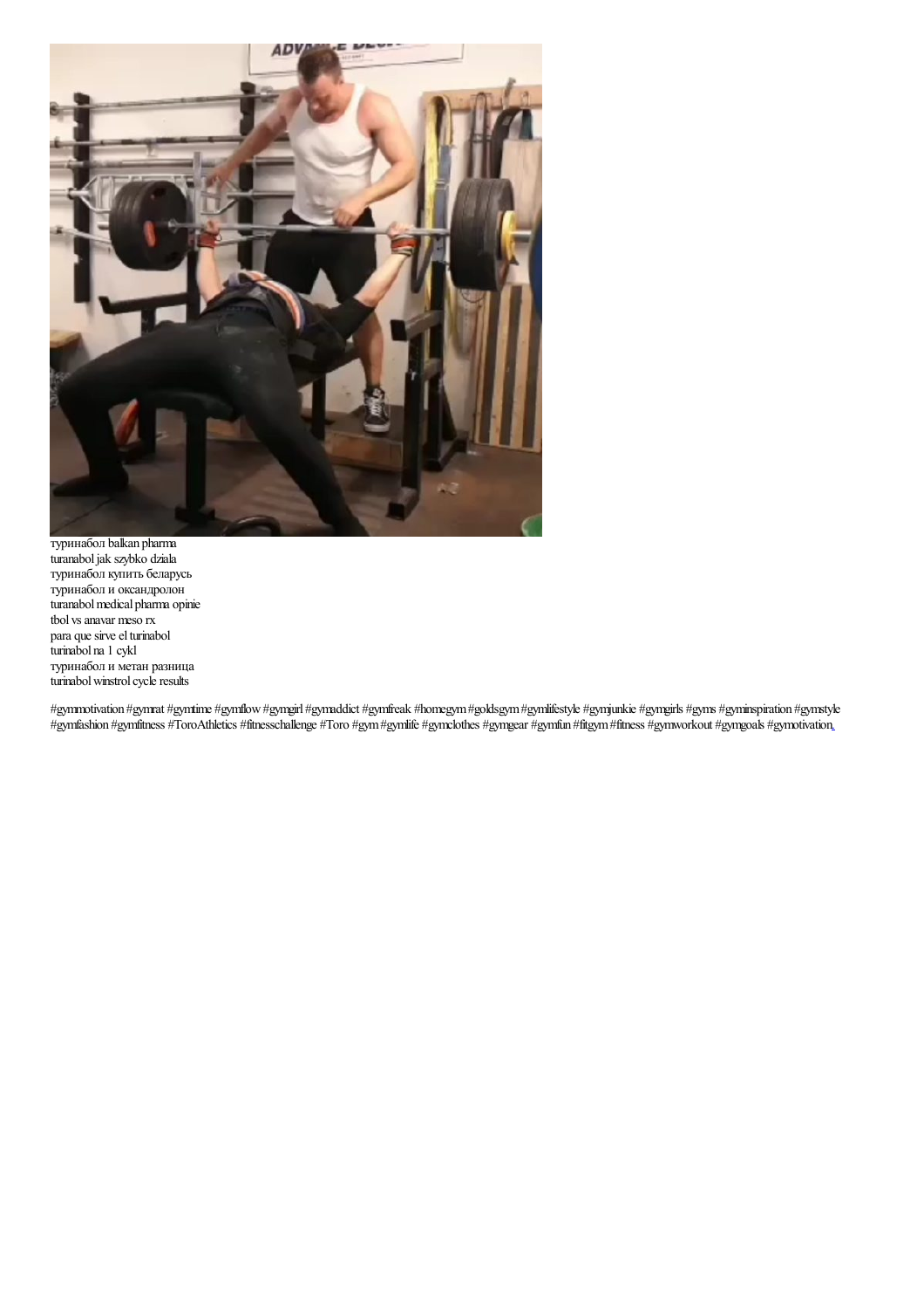туринабол balkan pharma
turanabol jak szybko dziala
туринабол купить беларусь
туринабол и оксандролон
turanabol medical pharma opinie
tbol vs anavar meso rx
para que sirve el turinabol
turinabol na 1 cykl
туринабол и метан разница
turinabol winstrol cycle results

#gymmotivation #gymrat #gymtime #gymflow #gymgirl #gymaddict #gymfreak #homegym #goldsgym #gymlifestyle #gymjunkie #gymgirls #gyms #gyminspiration #gymstyle #gymfashion #gymfitness #ToroAthletics #fitnesschallenge #Toro #gym #gymlife #gymclothes #gymgear #gymfun #fitgym #fitness #gymworkout #gymgoals #gymotivation.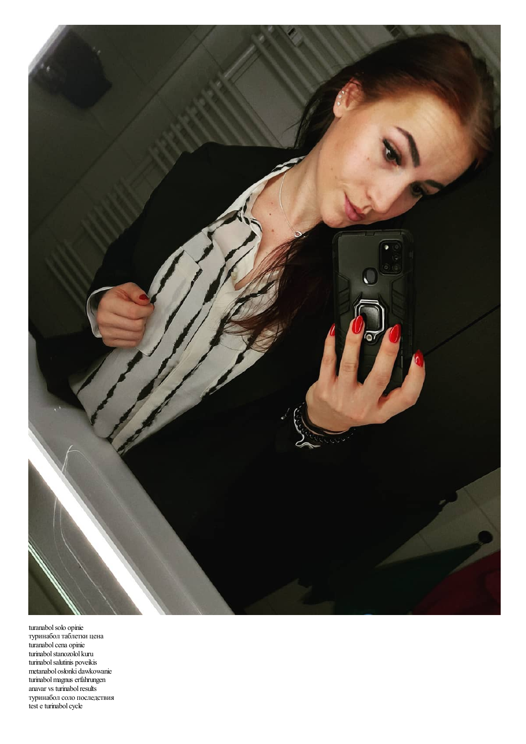turanabol solo opinie
туринабол таблетки цена
turanabol cena opinie
turinabol stanozolol kuru
turinabol salutinis poveikis
metanabol osłonki dawkowanie
turinabol magnus erfahrungen
anavar vs turinabol results
туринабол соло последствия
test e turinabol cycle